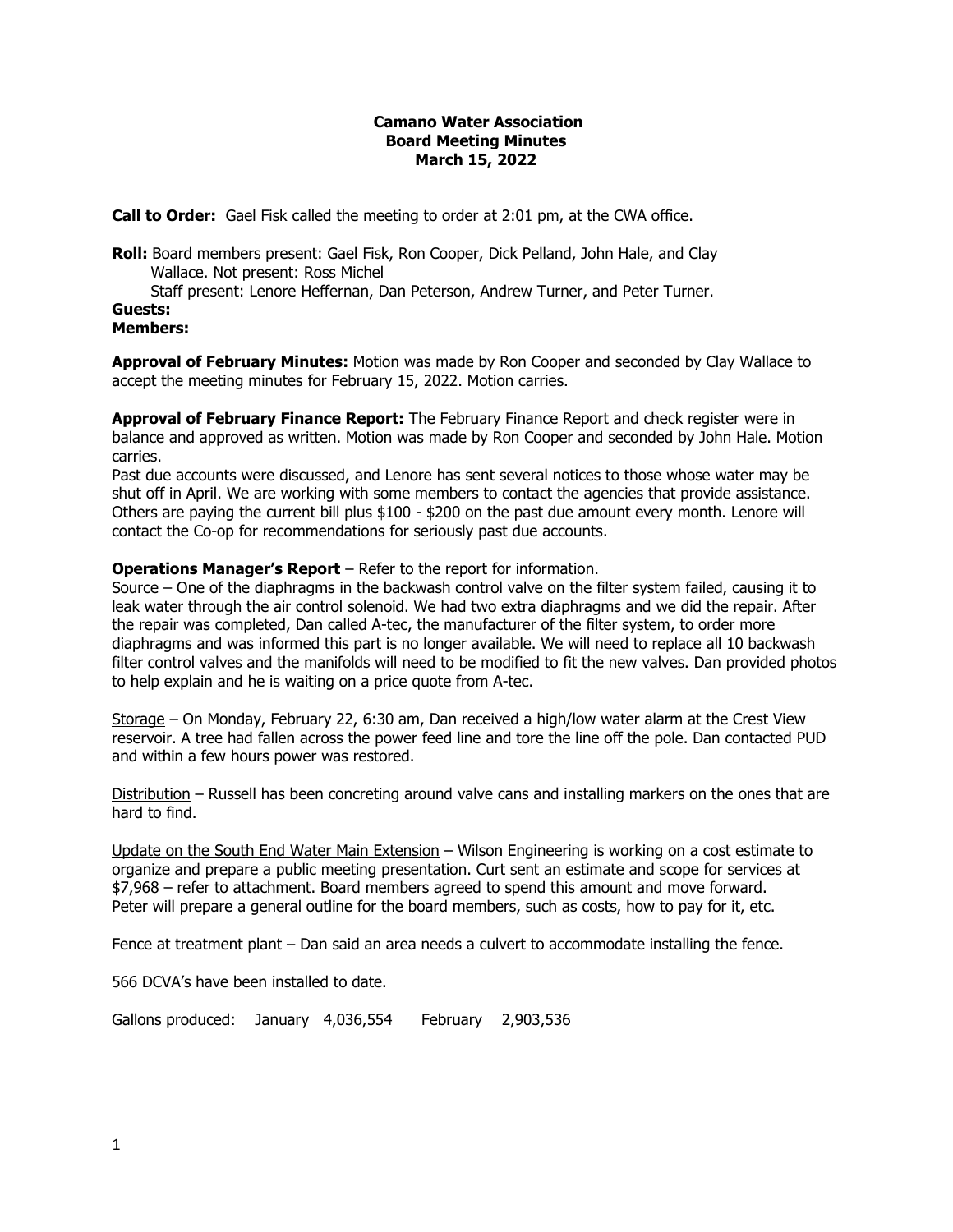**Camano Water Association**
**Board Meeting Minutes**
**March 15, 2022**

**Call to Order:** Gael Fisk called the meeting to order at 2:01 pm, at the CWA office.

**Roll:** Board members present: Gael Fisk, Ron Cooper, Dick Pelland, John Hale, and Clay Wallace. Not present: Ross Michel
Staff present: Lenore Heffernan, Dan Peterson, Andrew Turner, and Peter Turner.

**Guests:**

**Members:**

**Approval of February Minutes:** Motion was made by Ron Cooper and seconded by Clay Wallace to accept the meeting minutes for February 15, 2022. Motion carries.

**Approval of February Finance Report:** The February Finance Report and check register were in balance and approved as written. Motion was made by Ron Cooper and seconded by John Hale. Motion carries.
Past due accounts were discussed, and Lenore has sent several notices to those whose water may be shut off in April. We are working with some members to contact the agencies that provide assistance. Others are paying the current bill plus $100 - $200 on the past due amount every month. Lenore will contact the Co-op for recommendations for seriously past due accounts.

**Operations Manager's Report** – Refer to the report for information.

Source – One of the diaphragms in the backwash control valve on the filter system failed, causing it to leak water through the air control solenoid. We had two extra diaphragms and we did the repair. After the repair was completed, Dan called A-tec, the manufacturer of the filter system, to order more diaphragms and was informed this part is no longer available. We will need to replace all 10 backwash filter control valves and the manifolds will need to be modified to fit the new valves. Dan provided photos to help explain and he is waiting on a price quote from A-tec.

Storage – On Monday, February 22, 6:30 am, Dan received a high/low water alarm at the Crest View reservoir. A tree had fallen across the power feed line and tore the line off the pole. Dan contacted PUD and within a few hours power was restored.

Distribution – Russell has been concreting around valve cans and installing markers on the ones that are hard to find.

Update on the South End Water Main Extension – Wilson Engineering is working on a cost estimate to organize and prepare a public meeting presentation. Curt sent an estimate and scope for services at $7,968 – refer to attachment. Board members agreed to spend this amount and move forward. Peter will prepare a general outline for the board members, such as costs, how to pay for it, etc.

Fence at treatment plant – Dan said an area needs a culvert to accommodate installing the fence.

566 DCVA's have been installed to date.

Gallons produced: January 4,036,554 February 2,903,536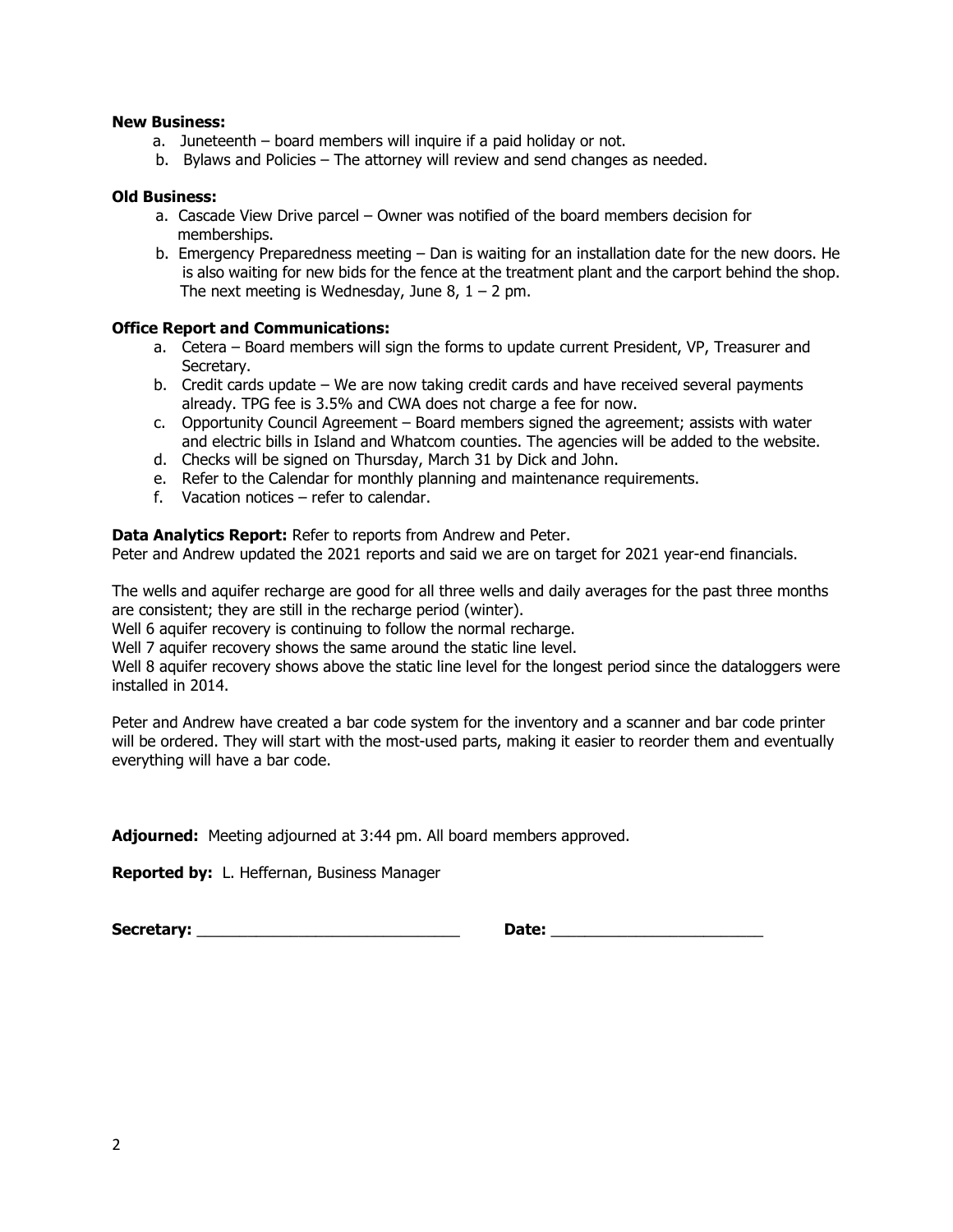**New Business:**

a. Juneteenth – board members will inquire if a paid holiday or not.
b. Bylaws and Policies – The attorney will review and send changes as needed.

**Old Business:**

a. Cascade View Drive parcel – Owner was notified of the board members decision for memberships.
b. Emergency Preparedness meeting – Dan is waiting for an installation date for the new doors. He is also waiting for new bids for the fence at the treatment plant and the carport behind the shop. The next meeting is Wednesday, June 8, 1 – 2 pm.

**Office Report and Communications:**

a. Cetera – Board members will sign the forms to update current President, VP, Treasurer and Secretary.
b. Credit cards update – We are now taking credit cards and have received several payments already. TPG fee is 3.5% and CWA does not charge a fee for now.
c. Opportunity Council Agreement – Board members signed the agreement; assists with water and electric bills in Island and Whatcom counties. The agencies will be added to the website.
d. Checks will be signed on Thursday, March 31 by Dick and John.
e. Refer to the Calendar for monthly planning and maintenance requirements.
f. Vacation notices – refer to calendar.

**Data Analytics Report:** Refer to reports from Andrew and Peter.
Peter and Andrew updated the 2021 reports and said we are on target for 2021 year-end financials.

The wells and aquifer recharge are good for all three wells and daily averages for the past three months are consistent; they are still in the recharge period (winter).
Well 6 aquifer recovery is continuing to follow the normal recharge.
Well 7 aquifer recovery shows the same around the static line level.
Well 8 aquifer recovery shows above the static line level for the longest period since the dataloggers were installed in 2014.

Peter and Andrew have created a bar code system for the inventory and a scanner and bar code printer will be ordered. They will start with the most-used parts, making it easier to reorder them and eventually everything will have a bar code.

**Adjourned:** Meeting adjourned at 3:44 pm. All board members approved.

**Reported by:** L. Heffernan, Business Manager

**Secretary:** ______________________________ **Date:** ________________________